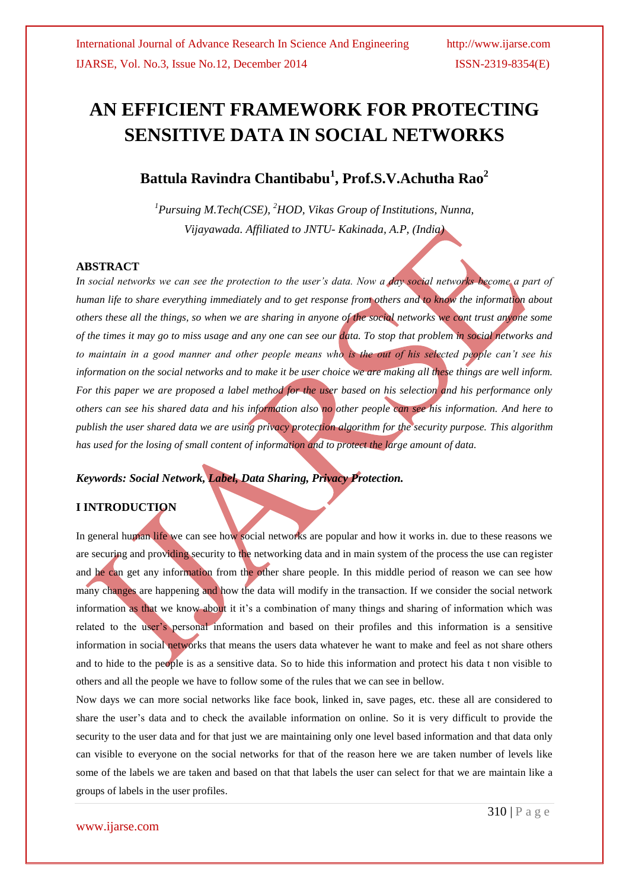// AN EFFICIENT FRAMEWORK FOR PROTECTING SENSITIVE DATA IN SOCIAL NETWORKS

**Battula Ravindra Chantibabu[1], Prof.S.V.Achutha Rao[2]**

*[1]Pursuing M.Tech(CSE), [2]HOD, Vikas Group of Institutions, Nunna, Vijayawada. Affiliated to JNTU- Kakinada, A.P, (India)*

## ABSTRACT

*In social networks we can see the protection to the user's data. Now a day social networks become a part of human life to share everything immediately and to get response from others and to know the information about others these all the things, so when we are sharing in anyone of the social networks we cont trust anyone some of the times it may go to miss usage and any one can see our data. To stop that problem in social networks and to maintain in a good manner and other people means who is the out of his selected people can't see his information on the social networks and to make it be user choice we are making all these things are well inform. For this paper we are proposed a label method for the user based on his selection and his performance only others can see his shared data and his information also no other people can see his information. And here to publish the user shared data we are using privacy protection algorithm for the security purpose. This algorithm has used for the losing of small content of information and to protect the large amount of data.*

***Keywords: Social Network, Label, Data Sharing, Privacy Protection.***

## I INTRODUCTION

In general human life we can see how social networks are popular and how it works in. due to these reasons we are securing and providing security to the networking data and in main system of the process the use can register and he can get any information from the other share people. In this middle period of reason we can see how many changes are happening and how the data will modify in the transaction. If we consider the social network information as that we know about it it's a combination of many things and sharing of information which was related to the user's personal information and based on their profiles and this information is a sensitive information in social networks that means the users data whatever he want to make and feel as not share others and to hide to the people is as a sensitive data. So to hide this information and protect his data t non visible to others and all the people we have to follow some of the rules that we can see in bellow.

Now days we can more social networks like face book, linked in, save pages, etc. these all are considered to share the user's data and to check the available information on online. So it is very difficult to provide the security to the user data and for that just we are maintaining only one level based information and that data only can visible to everyone on the social networks for that of the reason here we are taken number of levels like some of the labels we are taken and based on that that labels the user can select for that we are maintain like a groups of labels in the user profiles.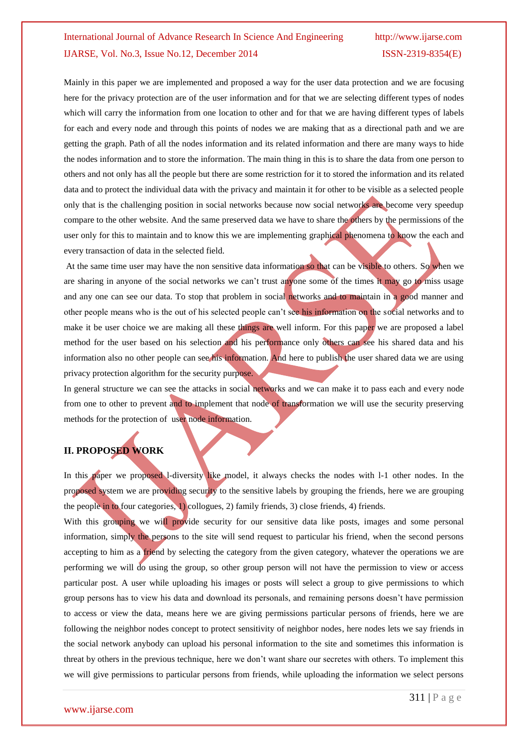Mainly in this paper we are implemented and proposed a way for the user data protection and we are focusing here for the privacy protection are of the user information and for that we are selecting different types of nodes which will carry the information from one location to other and for that we are having different types of labels for each and every node and through this points of nodes we are making that as a directional path and we are getting the graph. Path of all the nodes information and its related information and there are many ways to hide the nodes information and to store the information. The main thing in this is to share the data from one person to others and not only has all the people but there are some restriction for it to stored the information and its related data and to protect the individual data with the privacy and maintain it for other to be visible as a selected people only that is the challenging position in social networks because now social networks are become very speedup compare to the other website. And the same preserved data we have to share the others by the permissions of the user only for this to maintain and to know this we are implementing graphical phenomena to know the each and every transaction of data in the selected field.

At the same time user may have the non sensitive data information so that can be visible to others. So when we are sharing in anyone of the social networks we can't trust anyone some of the times it may go to miss usage and any one can see our data. To stop that problem in social networks and to maintain in a good manner and other people means who is the out of his selected people can't see his information on the social networks and to make it be user choice we are making all these things are well inform. For this paper we are proposed a label method for the user based on his selection and his performance only others can see his shared data and his information also no other people can see his information. And here to publish the user shared data we are using privacy protection algorithm for the security purpose.

In general structure we can see the attacks in social networks and we can make it to pass each and every node from one to other to prevent and to implement that node of transformation we will use the security preserving methods for the protection of user node information.

## II. PROPOSED WORK

In this paper we proposed l-diversity like model, it always checks the nodes with l-1 other nodes. In the proposed system we are providing security to the sensitive labels by grouping the friends, here we are grouping the people in to four categories, 1) collogues, 2) family friends, 3) close friends, 4) friends.

With this grouping we will provide security for our sensitive data like posts, images and some personal information, simply the persons to the site will send request to particular his friend, when the second persons accepting to him as a friend by selecting the category from the given category, whatever the operations we are performing we will do using the group, so other group person will not have the permission to view or access particular post. A user while uploading his images or posts will select a group to give permissions to which group persons has to view his data and download its personals, and remaining persons doesn't have permission to access or view the data, means here we are giving permissions particular persons of friends, here we are following the neighbor nodes concept to protect sensitivity of neighbor nodes, here nodes lets we say friends in the social network anybody can upload his personal information to the site and sometimes this information is threat by others in the previous technique, here we don't want share our secretes with others. To implement this we will give permissions to particular persons from friends, while uploading the information we select persons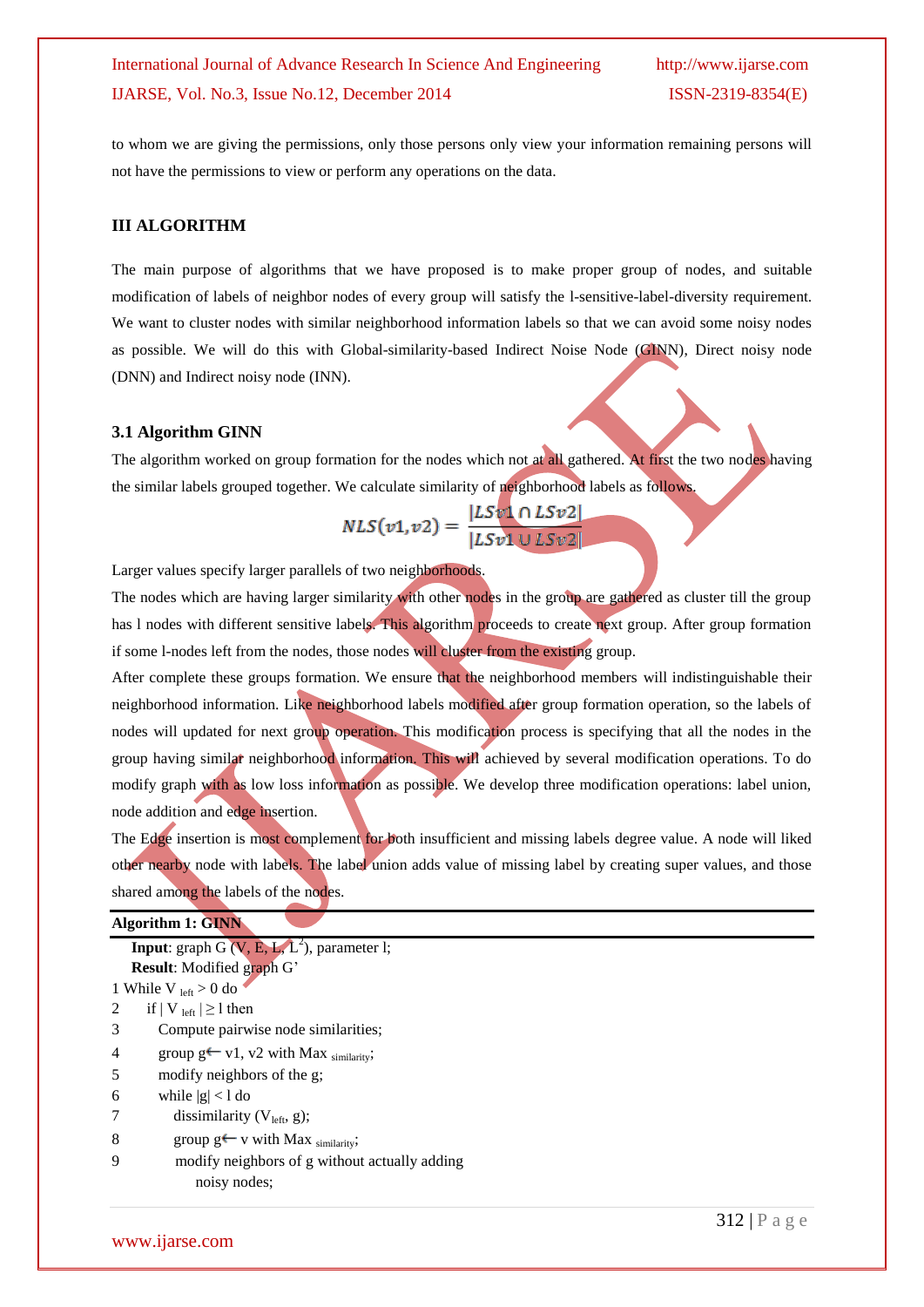to whom we are giving the permissions, only those persons only view your information remaining persons will not have the permissions to view or perform any operations on the data.

## III ALGORITHM

The main purpose of algorithms that we have proposed is to make proper group of nodes, and suitable modification of labels of neighbor nodes of every group will satisfy the l-sensitive-label-diversity requirement. We want to cluster nodes with similar neighborhood information labels so that we can avoid some noisy nodes as possible. We will do this with Global-similarity-based Indirect Noise Node (GINN), Direct noisy node (DNN) and Indirect noisy node (INN).

### 3.1 Algorithm GINN

The algorithm worked on group formation for the nodes which not at all gathered. At first the two nodes having the similar labels grouped together. We calculate similarity of neighborhood labels as follows.

$$NLS(v1, v2) = \frac{|LSv1 \cap LSv2|}{|LSv1 \cup LSv2|}$$

Larger values specify larger parallels of two neighborhoods.

The nodes which are having larger similarity with other nodes in the group are gathered as cluster till the group has l nodes with different sensitive labels. This algorithm proceeds to create next group. After group formation if some l-nodes left from the nodes, those nodes will cluster from the existing group.

After complete these groups formation. We ensure that the neighborhood members will indistinguishable their neighborhood information. Like neighborhood labels modified after group formation operation, so the labels of nodes will updated for next group operation. This modification process is specifying that all the nodes in the group having similar neighborhood information. This will achieved by several modification operations. To do modify graph with as low loss information as possible. We develop three modification operations: label union, node addition and edge insertion.

The Edge insertion is most complement for both insufficient and missing labels degree value. A node will liked other nearby node with labels. The label union adds value of missing label by creating super values, and those shared among the labels of the nodes.

**Algorithm 1: GINN**

**Input**: graph G (V, E, L, $L^2$), parameter l;
**Result**: Modified graph G'

```
1 While V_left > 0 do
2     if | V_left | ≥ l then
3         Compute pairwise node similarities;
4         group g ← v1, v2 with Max_similarity;
5         modify neighbors of the g;
6         while |g| < l do
7             dissimilarity (V_left, g);
8             group g ← v with Max_similarity;
9             modify neighbors of g without actually adding
                  noisy nodes;
```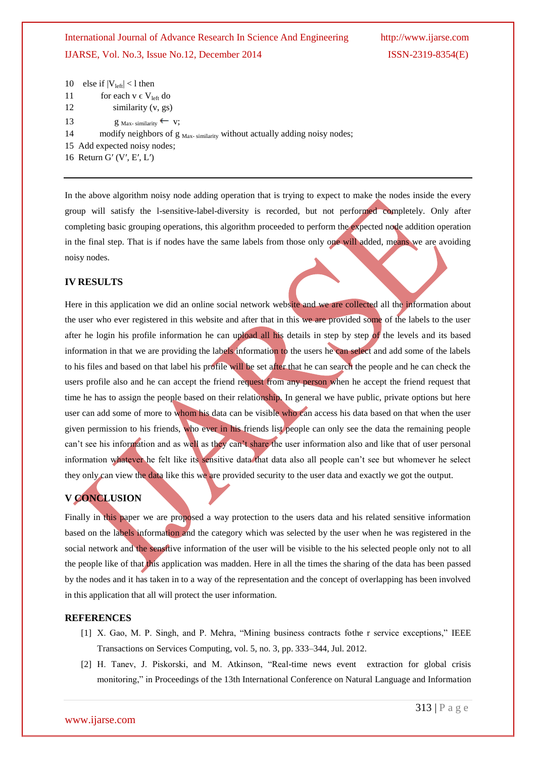```
10  else if |V_left| < l then
11      for each v ϵ V_left do
12          similarity (v, gs)
13          g Max- similarity ← v;
14      modify neighbors of g Max- similarity without actually adding noisy nodes;
15  Add expected noisy nodes;
16  Return G′ (V′, E′, L′)
```

In the above algorithm noisy node adding operation that is trying to expect to make the nodes inside the every group will satisfy the l-sensitive-label-diversity is recorded, but not performed completely. Only after completing basic grouping operations, this algorithm proceeded to perform the expected node addition operation in the final step. That is if nodes have the same labels from those only one will added, means we are avoiding noisy nodes.

## IV RESULTS

Here in this application we did an online social network website and we are collected all the information about the user who ever registered in this website and after that in this we are provided some of the labels to the user after he login his profile information he can upload all his details in step by step of the levels and its based information in that we are providing the labels information to the users he can select and add some of the labels to his files and based on that label his profile will be set after that he can search the people and he can check the users profile also and he can accept the friend request from any person when he accept the friend request that time he has to assign the people based on their relationship. In general we have public, private options but here user can add some of more to whom his data can be visible who can access his data based on that when the user given permission to his friends, who ever in his friends list people can only see the data the remaining people can't see his information and as well as they can't share the user information also and like that of user personal information whatever he felt like its sensitive data that data also all people can't see but whomever he select they only can view the data like this we are provided security to the user data and exactly we got the output.

## V CONCLUSION

Finally in this paper we are proposed a way protection to the users data and his related sensitive information based on the labels information and the category which was selected by the user when he was registered in the social network and the sensitive information of the user will be visible to the his selected people only not to all the people like of that this application was madden. Here in all the times the sharing of the data has been passed by the nodes and it has taken in to a way of the representation and the concept of overlapping has been involved in this application that all will protect the user information.

## REFERENCES

[1] X. Gao, M. P. Singh, and P. Mehra, "Mining business contracts fothe r service exceptions," IEEE Transactions on Services Computing, vol. 5, no. 3, pp. 333–344, Jul. 2012.

[2] H. Tanev, J. Piskorski, and M. Atkinson, "Real-time news event extraction for global crisis monitoring," in Proceedings of the 13th International Conference on Natural Language and Information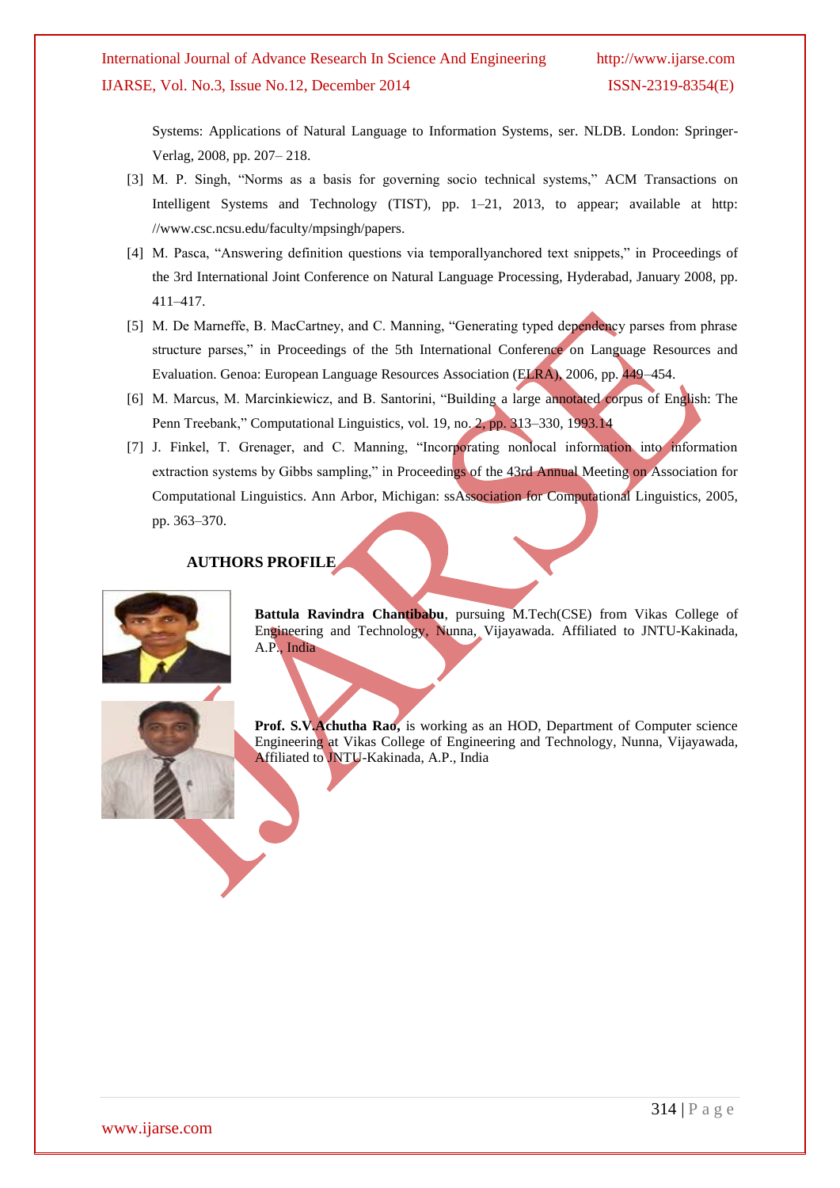Systems: Applications of Natural Language to Information Systems, ser. NLDB. London: Springer-Verlag, 2008, pp. 207– 218.

[3] M. P. Singh, "Norms as a basis for governing socio technical systems," ACM Transactions on Intelligent Systems and Technology (TIST), pp. 1–21, 2013, to appear; available at http: //www.csc.ncsu.edu/faculty/mpsingh/papers.

[4] M. Pasca, "Answering definition questions via temporallyanchored text snippets," in Proceedings of the 3rd International Joint Conference on Natural Language Processing, Hyderabad, January 2008, pp. 411–417.

[5] M. De Marneffe, B. MacCartney, and C. Manning, "Generating typed dependency parses from phrase structure parses," in Proceedings of the 5th International Conference on Language Resources and Evaluation. Genoa: European Language Resources Association (ELRA), 2006, pp. 449–454.

[6] M. Marcus, M. Marcinkiewicz, and B. Santorini, "Building a large annotated corpus of English: The Penn Treebank," Computational Linguistics, vol. 19, no. 2, pp. 313–330, 1993.14

[7] J. Finkel, T. Grenager, and C. Manning, "Incorporating nonlocal information into information extraction systems by Gibbs sampling," in Proceedings of the 43rd Annual Meeting on Association for Computational Linguistics. Ann Arbor, Michigan: ssAssociation for Computational Linguistics, 2005, pp. 363–370.

**AUTHORS PROFILE**

**Battula Ravindra Chantibabu**, pursuing M.Tech(CSE) from Vikas College of Engineering and Technology, Nunna, Vijayawada. Affiliated to JNTU-Kakinada, A.P., India

**Prof. S.V.Achutha Rao,** is working as an HOD, Department of Computer science Engineering at Vikas College of Engineering and Technology, Nunna, Vijayawada, Affiliated to JNTU-Kakinada, A.P., India